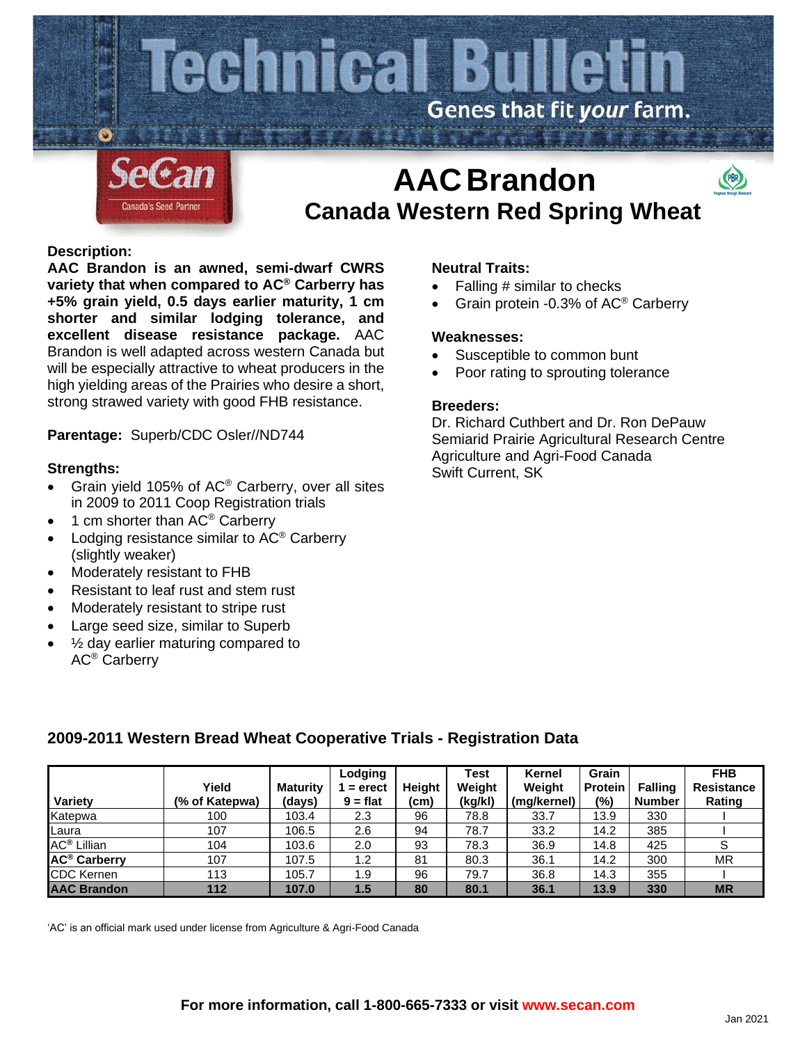# Technical Bulletin

Genes that fit *your* farm.

SeCan – Canada's Seed Partner

# AAC Brandon

## Canada Western Red Spring Wheat

### Description:

**AAC Brandon is an awned, semi-dwarf CWRS variety that when compared to AC® Carberry has +5% grain yield, 0.5 days earlier maturity, 1 cm shorter and similar lodging tolerance, and excellent disease resistance package.** AAC Brandon is well adapted across western Canada but will be especially attractive to wheat producers in the high yielding areas of the Prairies who desire a short, strong strawed variety with good FHB resistance.

**Parentage:** Superb/CDC Osler//ND744

### Strengths:

- Grain yield 105% of AC® Carberry, over all sites in 2009 to 2011 Coop Registration trials
- 1 cm shorter than AC® Carberry
- Lodging resistance similar to AC® Carberry (slightly weaker)
- Moderately resistant to FHB
- Resistant to leaf rust and stem rust
- Moderately resistant to stripe rust
- Large seed size, similar to Superb
- ½ day earlier maturing compared to AC® Carberry

### Neutral Traits:

- Falling # similar to checks
- Grain protein -0.3% of AC® Carberry

### Weaknesses:

- Susceptible to common bunt
- Poor rating to sprouting tolerance

### Breeders:

Dr. Richard Cuthbert and Dr. Ron DePauw
Semiarid Prairie Agricultural Research Centre
Agriculture and Agri-Food Canada
Swift Current, SK

### 2009-2011 Western Bread Wheat Cooperative Trials - Registration Data

| Variety | Yield (% of Katepwa) | Maturity (days) | Lodging 1 = erect 9 = flat | Height (cm) | Test Weight (kg/kl) | Kernel Weight (mg/kernel) | Grain Protein (%) | Falling Number | FHB Resistance Rating |
|---|---|---|---|---|---|---|---|---|---|
| Katepwa | 100 | 103.4 | 2.3 | 96 | 78.8 | 33.7 | 13.9 | 330 | I |
| Laura | 107 | 106.5 | 2.6 | 94 | 78.7 | 33.2 | 14.2 | 385 | I |
| AC® Lillian | 104 | 103.6 | 2.0 | 93 | 78.3 | 36.9 | 14.8 | 425 | S |
| **AC® Carberry** | 107 | 107.5 | 1.2 | 81 | 80.3 | 36.1 | 14.2 | 300 | MR |
| CDC Kernen | 113 | 105.7 | 1.9 | 96 | 79.7 | 36.8 | 14.3 | 355 | I |
| **AAC Brandon** | **112** | **107.0** | **1.5** | **80** | **80.1** | **36.1** | **13.9** | **330** | **MR** |

'AC' is an official mark used under license from Agriculture & Agri-Food Canada

**For more information, call 1-800-665-7333 or visit www.secan.com**

Jan 2021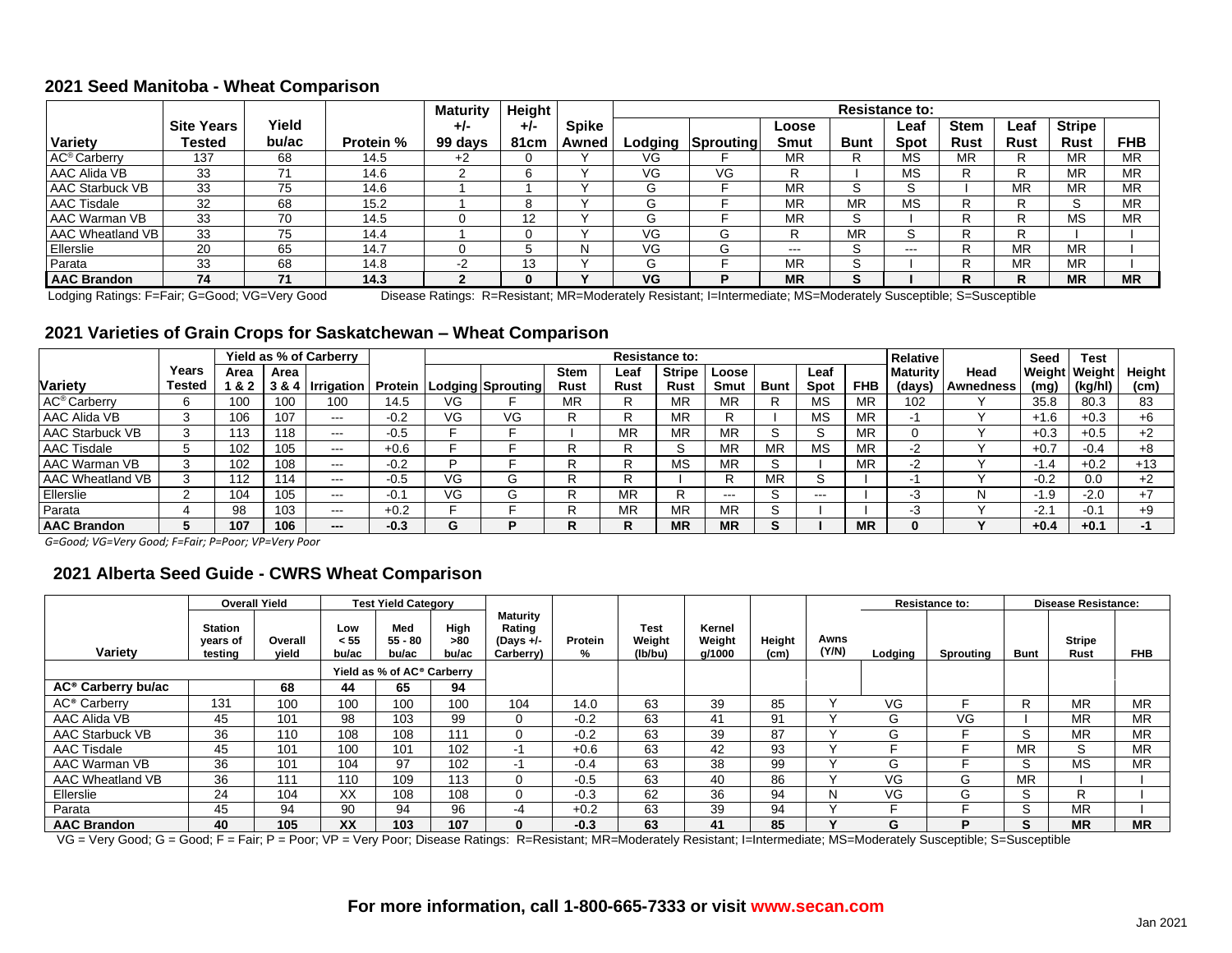## 2021 Seed Manitoba - Wheat Comparison

| | | | | Maturity | Height | | Resistance to: | | | | | | | | | |
|---|---|---|---|---|---|---|---|---|---|---|---|---|---|---|---|---|
| Variety | Site Years Tested | Yield bu/ac | Protein % | +/- 99 days | +/- 81cm | Spike Awned | Lodging | Sprouting | Loose Smut | Bunt | Leaf Spot | Stem Rust | Leaf Rust | Stripe Rust | FHB |
| AC® Carberry | 137 | 68 | 14.5 | +2 | 0 | Y | VG | F | MR | R | MS | MR | R | MR | MR |
| AAC Alida VB | 33 | 71 | 14.6 | 2 | 6 | Y | VG | VG | R | I | MS | R | R | MR | MR |
| AAC Starbuck VB | 33 | 75 | 14.6 | 1 | 1 | Y | G | F | MR | S | S | I | MR | MR | MR |
| AAC Tisdale | 32 | 68 | 15.2 | 1 | 8 | Y | G | F | MR | MR | MS | R | R | S | MR |
| AAC Warman VB | 33 | 70 | 14.5 | 0 | 12 | Y | G | F | MR | S | I | R | R | MS | MR |
| AAC Wheatland VB | 33 | 75 | 14.4 | 1 | 0 | Y | VG | G | R | MR | S | R | R | I | I |
| Ellerslie | 20 | 65 | 14.7 | 0 | 5 | N | VG | G | --- | S | --- | R | MR | MR | I |
| Parata | 33 | 68 | 14.8 | -2 | 13 | Y | G | F | MR | S | I | R | MR | MR | I |
| **AAC Brandon** | **74** | **71** | **14.3** | **2** | **0** | **Y** | **VG** | **P** | **MR** | **S** | **I** | **R** | **R** | **MR** | **MR** |

Lodging Ratings: F=Fair; G=Good; VG=Very Good Disease Ratings: R=Resistant; MR=Moderately Resistant; I=Intermediate; MS=Moderately Susceptible; S=Susceptible

## 2021 Varieties of Grain Crops for Saskatchewan – Wheat Comparison

| | | Yield as % of Carberry | | | | Resistance to: | | | | | | | | | | Relative | | Seed | Test | |
|---|---|---|---|---|---|---|---|---|---|---|---|---|---|---|---|---|---|---|---|---|
| Variety | Years Tested | Area 1 & 2 | Area 3 & 4 | Irrigation | Protein | Lodging | Sprouting | Stem Rust | Leaf Rust | Stripe Rust | Loose Smut | Bunt | Leaf Spot | FHB | Maturity (days) | Head Awnedness | Weight (mg) | Weight (kg/hl) | Height (cm) |
| AC® Carberry | 6 | 100 | 100 | 100 | 14.5 | VG | F | MR | R | MR | MR | R | MS | MR | 102 | Y | 35.8 | 80.3 | 83 |
| AAC Alida VB | 3 | 106 | 107 | --- | -0.2 | VG | VG | R | R | MR | R | I | MS | MR | -1 | Y | +1.6 | +0.3 | +6 |
| AAC Starbuck VB | 3 | 113 | 118 | --- | -0.5 | F | F | I | MR | MR | MR | S | S | MR | 0 | Y | +0.3 | +0.5 | +2 |
| AAC Tisdale | 5 | 102 | 105 | --- | +0.6 | F | F | R | R | S | MR | MR | MS | MR | -2 | Y | +0.7 | -0.4 | +8 |
| AAC Warman VB | 3 | 102 | 108 | --- | -0.2 | P | F | R | R | MS | MR | S | I | MR | -2 | Y | -1.4 | +0.2 | +13 |
| AAC Wheatland VB | 3 | 112 | 114 | --- | -0.5 | VG | G | R | R | I | R | MR | S | I | -1 | Y | -0.2 | 0.0 | +2 |
| Ellerslie | 2 | 104 | 105 | --- | -0.1 | VG | G | R | MR | R | --- | S | --- | I | -3 | N | -1.9 | -2.0 | +7 |
| Parata | 4 | 98 | 103 | --- | +0.2 | F | F | R | MR | MR | MR | S | I | I | -3 | Y | -2.1 | -0.1 | +9 |
| **AAC Brandon** | **5** | **107** | **106** | **---** | **-0.3** | **G** | **P** | **R** | **R** | **MR** | **MR** | **S** | **I** | **MR** | **0** | **Y** | **+0.4** | **+0.1** | **-1** |

*G=Good; VG=Very Good; F=Fair; P=Poor; VP=Very Poor*

## 2021 Alberta Seed Guide - CWRS Wheat Comparison

| | Overall Yield | | Test Yield Category | | | | | | | | | Resistance to: | | Disease Resistance: | | |
|---|---|---|---|---|---|---|---|---|---|---|---|---|---|---|---|---|
| Variety | Station years of testing | Overall yield | Low < 55 bu/ac | Med 55 - 80 bu/ac | High >80 bu/ac | Maturity Rating (Days +/- Carberry) | Protein % | Test Weight (lb/bu) | Kernel Weight g/1000 | Height (cm) | Awns (Y/N) | Lodging | Sprouting | Bunt | Stripe Rust | FHB |
| | | | Yield as % of AC® Carberry | | | | | | | | | | | | | |
| **AC® Carberry bu/ac** | | **68** | **44** | **65** | **94** | | | | | | | | | | | |
| AC® Carberry | 131 | 100 | 100 | 100 | 100 | 104 | 14.0 | 63 | 39 | 85 | Y | VG | F | R | MR | MR |
| AAC Alida VB | 45 | 101 | 98 | 103 | 99 | 0 | -0.2 | 63 | 41 | 91 | Y | G | VG | I | MR | MR |
| AAC Starbuck VB | 36 | 110 | 108 | 108 | 111 | 0 | -0.2 | 63 | 39 | 87 | Y | G | F | S | MR | MR |
| AAC Tisdale | 45 | 101 | 100 | 101 | 102 | -1 | +0.6 | 63 | 42 | 93 | Y | F | F | MR | S | MR |
| AAC Warman VB | 36 | 101 | 104 | 97 | 102 | -1 | -0.4 | 63 | 38 | 99 | Y | G | F | S | MS | MR |
| AAC Wheatland VB | 36 | 111 | 110 | 109 | 113 | 0 | -0.5 | 63 | 40 | 86 | Y | VG | G | MR | I | I |
| Ellerslie | 24 | 104 | XX | 108 | 108 | 0 | -0.3 | 62 | 36 | 94 | N | VG | G | S | R | I |
| Parata | 45 | 94 | 90 | 94 | 96 | -4 | +0.2 | 63 | 39 | 94 | Y | F | F | S | MR | I |
| **AAC Brandon** | **40** | **105** | **XX** | **103** | **107** | **0** | **-0.3** | **63** | **41** | **85** | **Y** | **G** | **P** | **S** | **MR** | **MR** |

VG = Very Good; G = Good; F = Fair; P = Poor; VP = Very Poor; Disease Ratings: R=Resistant; MR=Moderately Resistant; I=Intermediate; MS=Moderately Susceptible; S=Susceptible

**For more information, call 1-800-665-7333 or visit www.secan.com**

Jan 2021